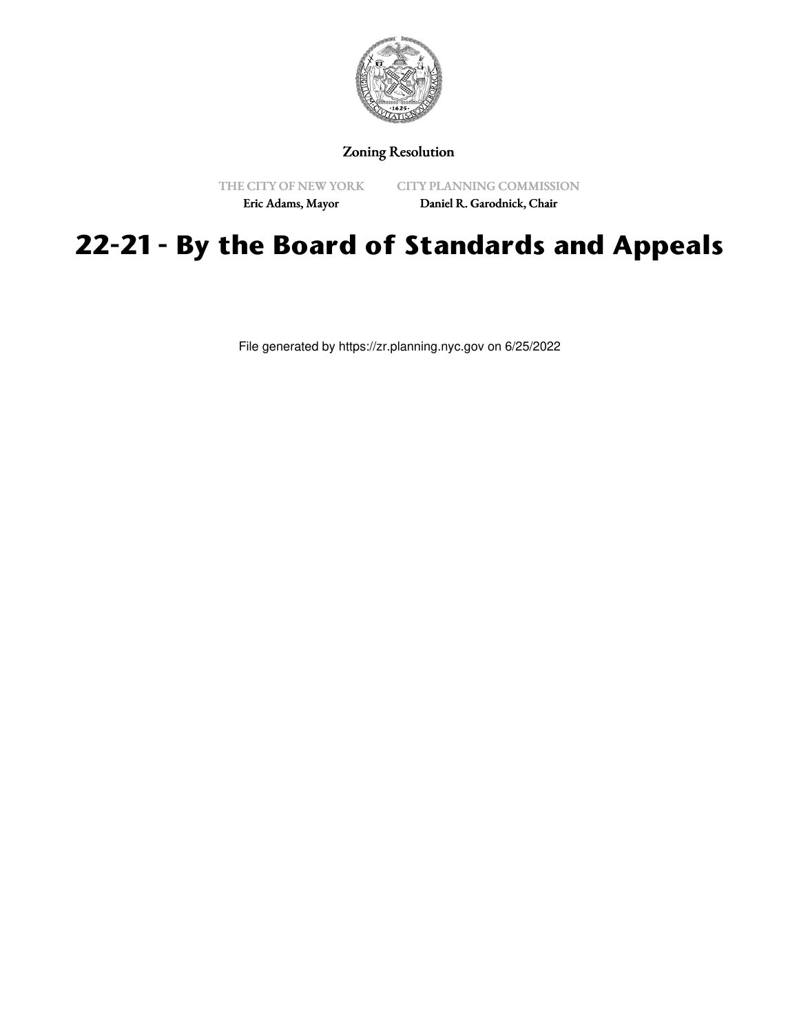Zoning Resolution

THE CITY OF NEW YORK
Eric Adams, Mayor

CITY PLANNING COMMISSION
Daniel R. Garodnick, Chair

# 22-21 - By the Board of Standards and Appeals

File generated by https://zr.planning.nyc.gov on 6/25/2022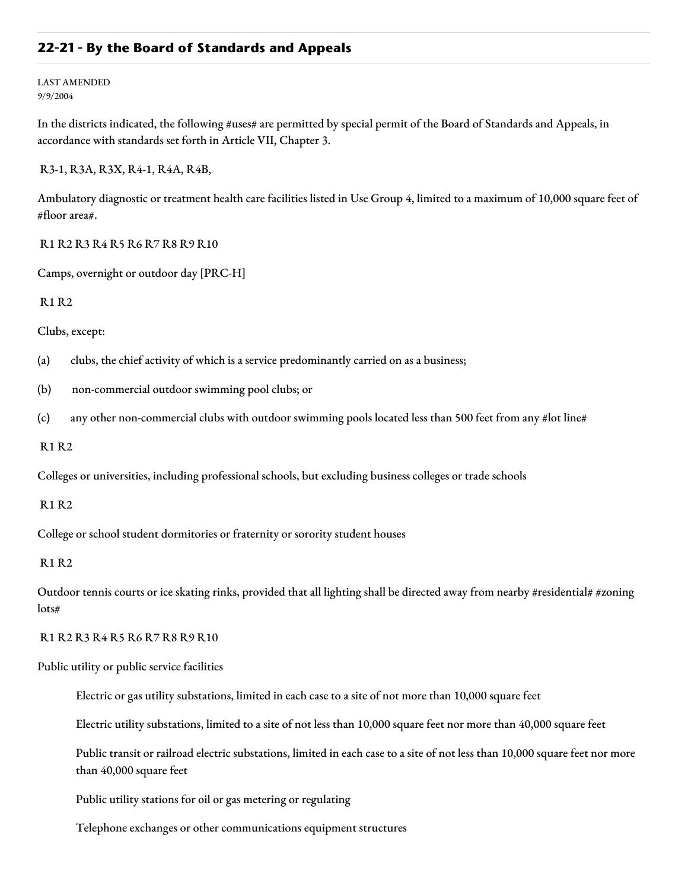## 22-21 - By the Board of Standards and Appeals

LAST AMENDED
9/9/2004

In the districts indicated, the following #uses# are permitted by special permit of the Board of Standards and Appeals, in accordance with standards set forth in Article VII, Chapter 3.

R3-1, R3A, R3X, R4-1, R4A, R4B,

Ambulatory diagnostic or treatment health care facilities listed in Use Group 4, limited to a maximum of 10,000 square feet of #floor area#.

R1 R2 R3 R4 R5 R6 R7 R8 R9 R10

Camps, overnight or outdoor day [PRC-H]

R1 R2

Clubs, except:

(a) clubs, the chief activity of which is a service predominantly carried on as a business;

(b) non-commercial outdoor swimming pool clubs; or

(c) any other non-commercial clubs with outdoor swimming pools located less than 500 feet from any #lot line#

R1 R2

Colleges or universities, including professional schools, but excluding business colleges or trade schools

R1 R2

College or school student dormitories or fraternity or sorority student houses

R1 R2

Outdoor tennis courts or ice skating rinks, provided that all lighting shall be directed away from nearby #residential# #zoning lots#

R1 R2 R3 R4 R5 R6 R7 R8 R9 R10

Public utility or public service facilities

Electric or gas utility substations, limited in each case to a site of not more than 10,000 square feet

Electric utility substations, limited to a site of not less than 10,000 square feet nor more than 40,000 square feet

Public transit or railroad electric substations, limited in each case to a site of not less than 10,000 square feet nor more than 40,000 square feet

Public utility stations for oil or gas metering or regulating

Telephone exchanges or other communications equipment structures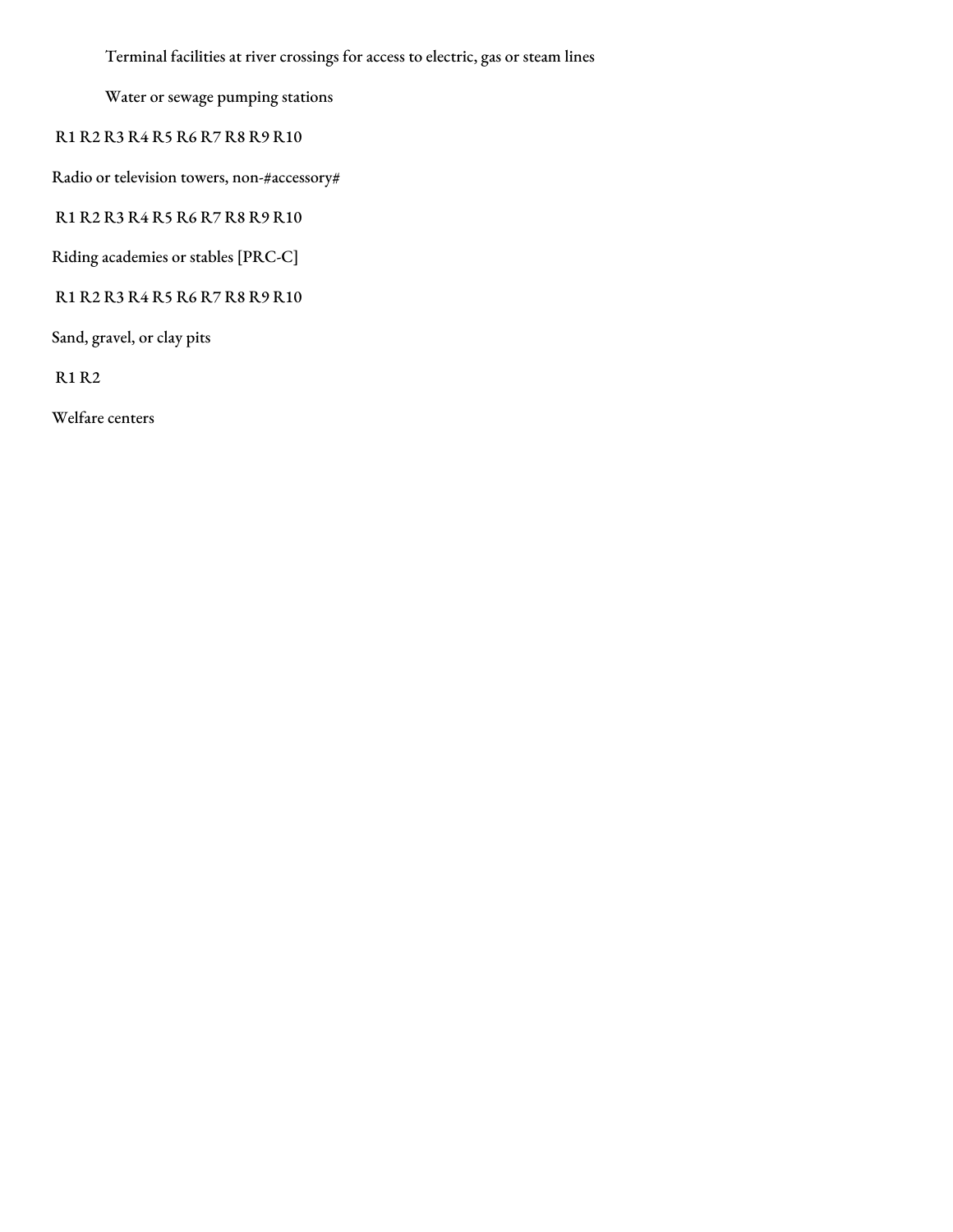Terminal facilities at river crossings for access to electric, gas or steam lines

Water or sewage pumping stations

R1 R2 R3 R4 R5 R6 R7 R8 R9 R10

Radio or television towers, non-#accessory#

R1 R2 R3 R4 R5 R6 R7 R8 R9 R10

Riding academies or stables [PRC-C]

R1 R2 R3 R4 R5 R6 R7 R8 R9 R10

Sand, gravel, or clay pits

R1 R2

Welfare centers